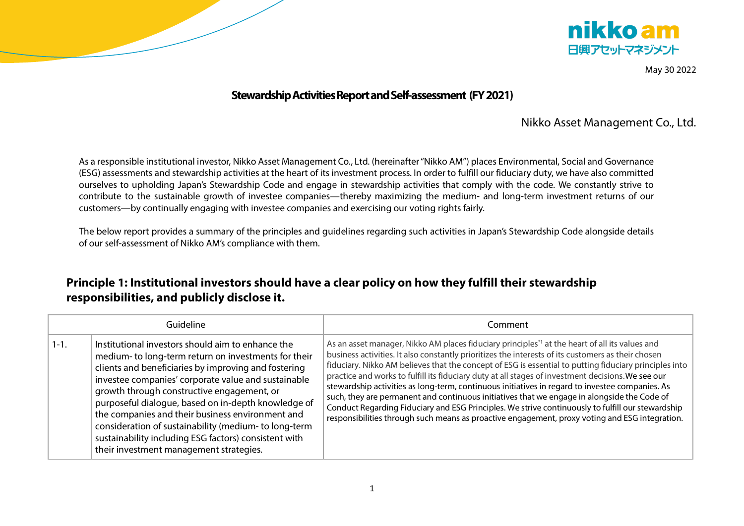May 30 2022

# Stewardship Activities Report and Self-assessment (FY 2021)

Nikko Asset Management Co., Ltd.

As a responsible institutional investor, Nikko Asset Management Co., Ltd. (hereinafter "Nikko AM") places Environmental, Social and Governance (ESG) assessments and stewardship activities at the heart of its investment process. In order to fulfill our fiduciary duty, we have also committed ourselves to upholding Japan's Stewardship Code and engage in stewardship activities that comply with the code. We constantly strive to contribute to the sustainable growth of investee companies—thereby maximizing the medium- and long-term investment returns of our customers—by continually engaging with investee companies and exercising our voting rights fairly.

The below report provides a summary of the principles and guidelines regarding such activities in Japan's Stewardship Code alongside details of our self-assessment of Nikko AM's compliance with them.

## Principle 1: Institutional investors should have a clear policy on how they fulfill their stewardship responsibilities, and publicly disclose it.

| Guideline | | Comment |
|---|---|---|
| 1-1. | Institutional investors should aim to enhance the medium- to long-term return on investments for their clients and beneficiaries by improving and fostering investee companies' corporate value and sustainable growth through constructive engagement, or purposeful dialogue, based on in-depth knowledge of the companies and their business environment and consideration of sustainability (medium- to long-term sustainability including ESG factors) consistent with their investment management strategies. | As an asset manager, Nikko AM places fiduciary principles[*1] at the heart of all its values and business activities. It also constantly prioritizes the interests of its customers as their chosen fiduciary. Nikko AM believes that the concept of ESG is essential to putting fiduciary principles into practice and works to fulfill its fiduciary duty at all stages of investment decisions. We see our stewardship activities as long-term, continuous initiatives in regard to investee companies. As such, they are permanent and continuous initiatives that we engage in alongside the Code of Conduct Regarding Fiduciary and ESG Principles. We strive continuously to fulfill our stewardship responsibilities through such means as proactive engagement, proxy voting and ESG integration. |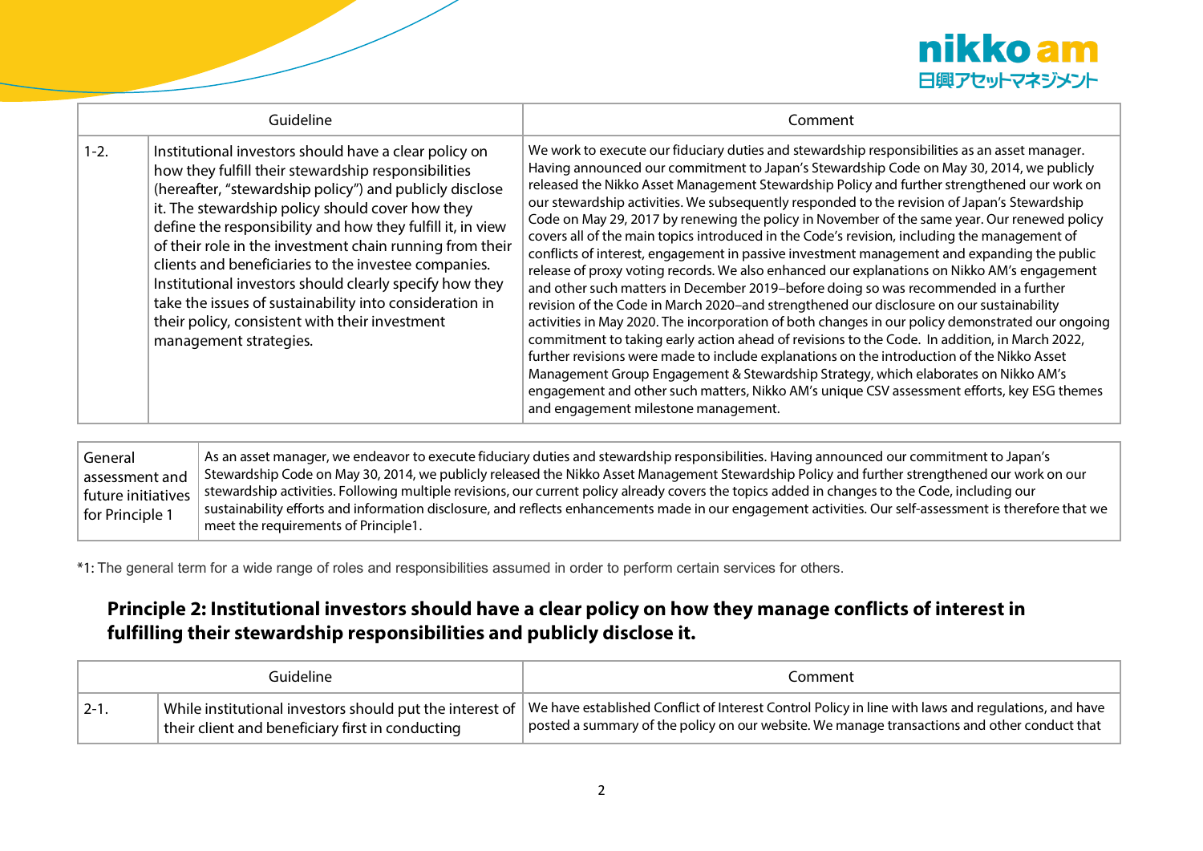| Guideline | | Comment |
|---|---|---|
| 1-2. | Institutional investors should have a clear policy on how they fulfill their stewardship responsibilities (hereafter, "stewardship policy") and publicly disclose it. The stewardship policy should cover how they define the responsibility and how they fulfill it, in view of their role in the investment chain running from their clients and beneficiaries to the investee companies. Institutional investors should clearly specify how they take the issues of sustainability into consideration in their policy, consistent with their investment management strategies. | We work to execute our fiduciary duties and stewardship responsibilities as an asset manager. Having announced our commitment to Japan's Stewardship Code on May 30, 2014, we publicly released the Nikko Asset Management Stewardship Policy and further strengthened our work on our stewardship activities. We subsequently responded to the revision of Japan's Stewardship Code on May 29, 2017 by renewing the policy in November of the same year. Our renewed policy covers all of the main topics introduced in the Code's revision, including the management of conflicts of interest, engagement in passive investment management and expanding the public release of proxy voting records. We also enhanced our explanations on Nikko AM's engagement and other such matters in December 2019–before doing so was recommended in a further revision of the Code in March 2020–and strengthened our disclosure on our sustainability activities in May 2020. The incorporation of both changes in our policy demonstrated our ongoing commitment to taking early action ahead of revisions to the Code. In addition, in March 2022, further revisions were made to include explanations on the introduction of the Nikko Asset Management Group Engagement & Stewardship Strategy, which elaborates on Nikko AM's engagement and other such matters, Nikko AM's unique CSV assessment efforts, key ESG themes and engagement milestone management. |

| General assessment and future initiatives for Principle 1 | As an asset manager, we endeavor to execute fiduciary duties and stewardship responsibilities. Having announced our commitment to Japan's Stewardship Code on May 30, 2014, we publicly released the Nikko Asset Management Stewardship Policy and further strengthened our work on our stewardship activities. Following multiple revisions, our current policy already covers the topics added in changes to the Code, including our sustainability efforts and information disclosure, and reflects enhancements made in our engagement activities. Our self-assessment is therefore that we meet the requirements of Principle1. |
|---|---|

*1: The general term for a wide range of roles and responsibilities assumed in order to perform certain services for others.

## Principle 2: Institutional investors should have a clear policy on how they manage conflicts of interest in fulfilling their stewardship responsibilities and publicly disclose it.

| Guideline | | Comment |
|---|---|---|
| 2-1. | While institutional investors should put the interest of their client and beneficiary first in conducting | We have established Conflict of Interest Control Policy in line with laws and regulations, and have posted a summary of the policy on our website. We manage transactions and other conduct that |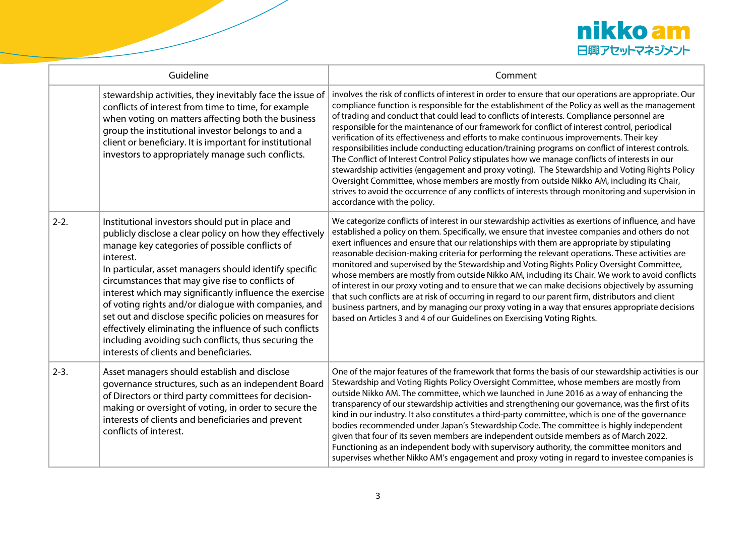| | Guideline | Comment |
|---|---|---|
| | stewardship activities, they inevitably face the issue of conflicts of interest from time to time, for example when voting on matters affecting both the business group the institutional investor belongs to and a client or beneficiary. It is important for institutional investors to appropriately manage such conflicts. | involves the risk of conflicts of interest in order to ensure that our operations are appropriate. Our compliance function is responsible for the establishment of the Policy as well as the management of trading and conduct that could lead to conflicts of interests. Compliance personnel are responsible for the maintenance of our framework for conflict of interest control, periodical verification of its effectiveness and efforts to make continuous improvements. Their key responsibilities include conducting education/training programs on conflict of interest controls. The Conflict of Interest Control Policy stipulates how we manage conflicts of interests in our stewardship activities (engagement and proxy voting). The Stewardship and Voting Rights Policy Oversight Committee, whose members are mostly from outside Nikko AM, including its Chair, strives to avoid the occurrence of any conflicts of interests through monitoring and supervision in accordance with the policy. |
| 2-2. | Institutional investors should put in place and publicly disclose a clear policy on how they effectively manage key categories of possible conflicts of interest.<br>In particular, asset managers should identify specific circumstances that may give rise to conflicts of interest which may significantly influence the exercise of voting rights and/or dialogue with companies, and set out and disclose specific policies on measures for effectively eliminating the influence of such conflicts including avoiding such conflicts, thus securing the interests of clients and beneficiaries. | We categorize conflicts of interest in our stewardship activities as exertions of influence, and have established a policy on them. Specifically, we ensure that investee companies and others do not exert influences and ensure that our relationships with them are appropriate by stipulating reasonable decision-making criteria for performing the relevant operations. These activities are monitored and supervised by the Stewardship and Voting Rights Policy Oversight Committee, whose members are mostly from outside Nikko AM, including its Chair. We work to avoid conflicts of interest in our proxy voting and to ensure that we can make decisions objectively by assuming that such conflicts are at risk of occurring in regard to our parent firm, distributors and client business partners, and by managing our proxy voting in a way that ensures appropriate decisions based on Articles 3 and 4 of our Guidelines on Exercising Voting Rights. |
| 2-3. | Asset managers should establish and disclose governance structures, such as an independent Board of Directors or third party committees for decision-making or oversight of voting, in order to secure the interests of clients and beneficiaries and prevent conflicts of interest. | One of the major features of the framework that forms the basis of our stewardship activities is our Stewardship and Voting Rights Policy Oversight Committee, whose members are mostly from outside Nikko AM. The committee, which we launched in June 2016 as a way of enhancing the transparency of our stewardship activities and strengthening our governance, was the first of its kind in our industry. It also constitutes a third-party committee, which is one of the governance bodies recommended under Japan's Stewardship Code. The committee is highly independent given that four of its seven members are independent outside members as of March 2022. Functioning as an independent body with supervisory authority, the committee monitors and supervises whether Nikko AM's engagement and proxy voting in regard to investee companies is |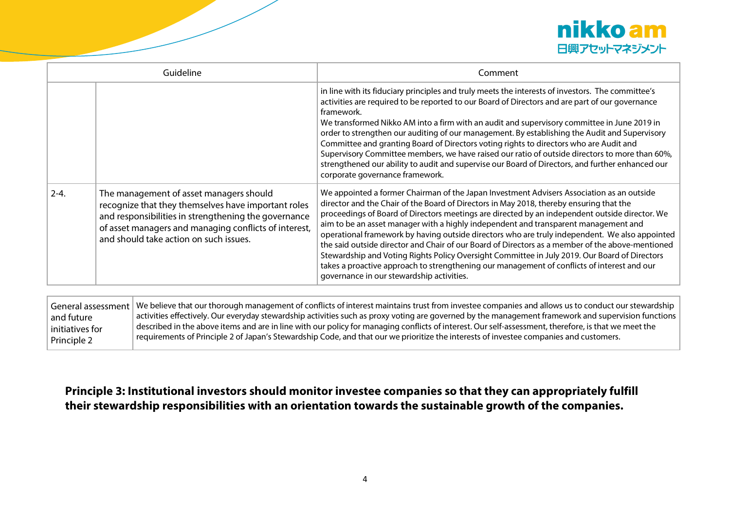| Guideline | | Comment |
|---|---|---|
| | | in line with its fiduciary principles and truly meets the interests of investors. The committee's activities are required to be reported to our Board of Directors and are part of our governance framework.<br>We transformed Nikko AM into a firm with an audit and supervisory committee in June 2019 in order to strengthen our auditing of our management. By establishing the Audit and Supervisory Committee and granting Board of Directors voting rights to directors who are Audit and Supervisory Committee members, we have raised our ratio of outside directors to more than 60%, strengthened our ability to audit and supervise our Board of Directors, and further enhanced our corporate governance framework. |
| 2-4. | The management of asset managers should recognize that they themselves have important roles and responsibilities in strengthening the governance of asset managers and managing conflicts of interest, and should take action on such issues. | We appointed a former Chairman of the Japan Investment Advisers Association as an outside director and the Chair of the Board of Directors in May 2018, thereby ensuring that the proceedings of Board of Directors meetings are directed by an independent outside director. We aim to be an asset manager with a highly independent and transparent management and operational framework by having outside directors who are truly independent. We also appointed the said outside director and Chair of our Board of Directors as a member of the above-mentioned Stewardship and Voting Rights Policy Oversight Committee in July 2019. Our Board of Directors takes a proactive approach to strengthening our management of conflicts of interest and our governance in our stewardship activities. |

| General assessment and future initiatives for Principle 2 | We believe that our thorough management of conflicts of interest maintains trust from investee companies and allows us to conduct our stewardship activities effectively. Our everyday stewardship activities such as proxy voting are governed by the management framework and supervision functions described in the above items and are in line with our policy for managing conflicts of interest. Our self-assessment, therefore, is that we meet the requirements of Principle 2 of Japan's Stewardship Code, and that our we prioritize the interests of investee companies and customers. |
|---|---|

## Principle 3: Institutional investors should monitor investee companies so that they can appropriately fulfill their stewardship responsibilities with an orientation towards the sustainable growth of the companies.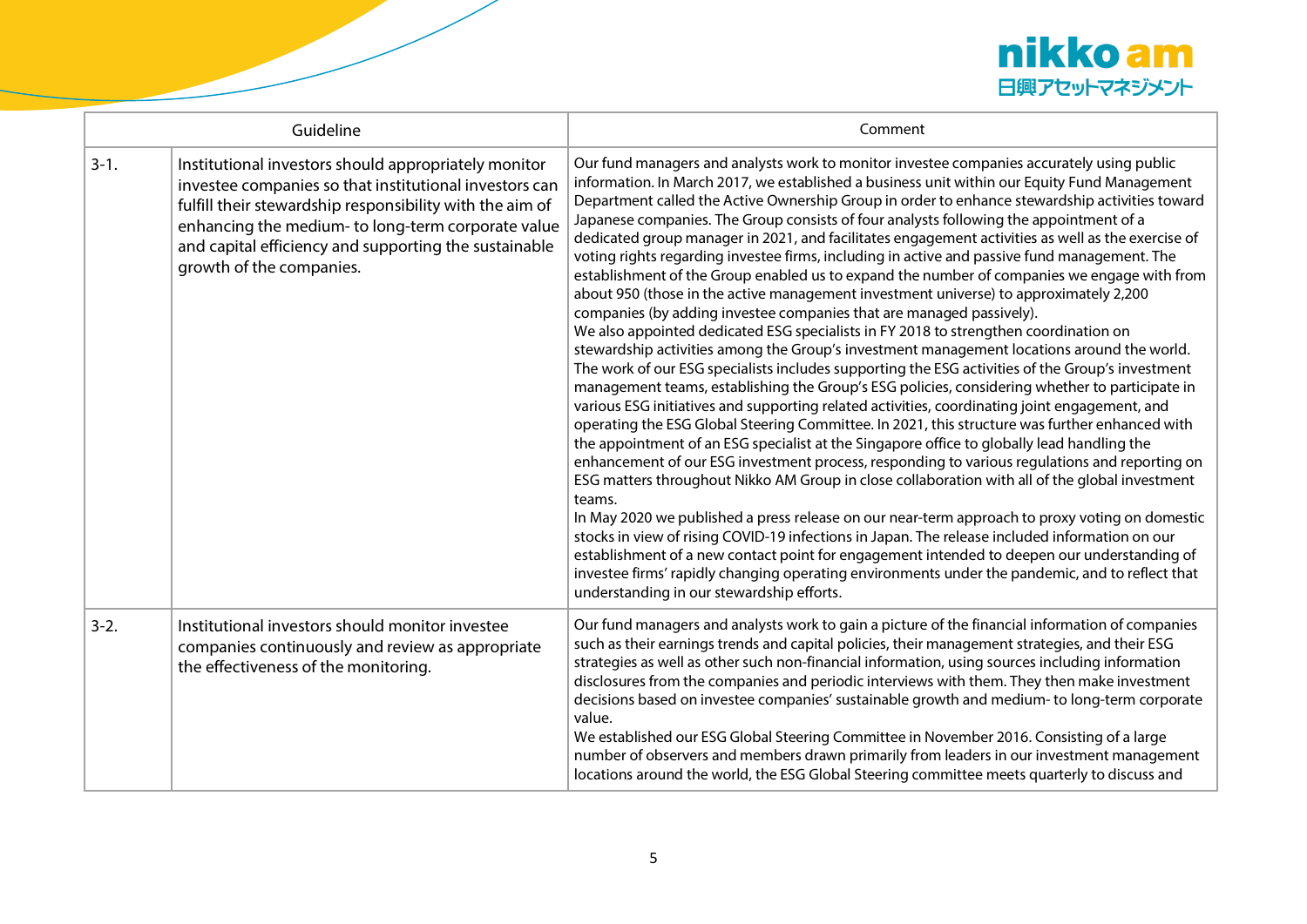| Guideline | | Comment |
|---|---|---|
| 3-1. | Institutional investors should appropriately monitor investee companies so that institutional investors can fulfill their stewardship responsibility with the aim of enhancing the medium- to long-term corporate value and capital efficiency and supporting the sustainable growth of the companies. | Our fund managers and analysts work to monitor investee companies accurately using public information. In March 2017, we established a business unit within our Equity Fund Management Department called the Active Ownership Group in order to enhance stewardship activities toward Japanese companies. The Group consists of four analysts following the appointment of a dedicated group manager in 2021, and facilitates engagement activities as well as the exercise of voting rights regarding investee firms, including in active and passive fund management. The establishment of the Group enabled us to expand the number of companies we engage with from about 950 (those in the active management investment universe) to approximately 2,200 companies (by adding investee companies that are managed passively).<br>We also appointed dedicated ESG specialists in FY 2018 to strengthen coordination on stewardship activities among the Group's investment management locations around the world. The work of our ESG specialists includes supporting the ESG activities of the Group's investment management teams, establishing the Group's ESG policies, considering whether to participate in various ESG initiatives and supporting related activities, coordinating joint engagement, and operating the ESG Global Steering Committee. In 2021, this structure was further enhanced with the appointment of an ESG specialist at the Singapore office to globally lead handling the enhancement of our ESG investment process, responding to various regulations and reporting on ESG matters throughout Nikko AM Group in close collaboration with all of the global investment teams.<br>In May 2020 we published a press release on our near-term approach to proxy voting on domestic stocks in view of rising COVID-19 infections in Japan. The release included information on our establishment of a new contact point for engagement intended to deepen our understanding of investee firms' rapidly changing operating environments under the pandemic, and to reflect that understanding in our stewardship efforts. |
| 3-2. | Institutional investors should monitor investee companies continuously and review as appropriate the effectiveness of the monitoring. | Our fund managers and analysts work to gain a picture of the financial information of companies such as their earnings trends and capital policies, their management strategies, and their ESG strategies as well as other such non-financial information, using sources including information disclosures from the companies and periodic interviews with them. They then make investment decisions based on investee companies' sustainable growth and medium- to long-term corporate value.<br>We established our ESG Global Steering Committee in November 2016. Consisting of a large number of observers and members drawn primarily from leaders in our investment management locations around the world, the ESG Global Steering committee meets quarterly to discuss and |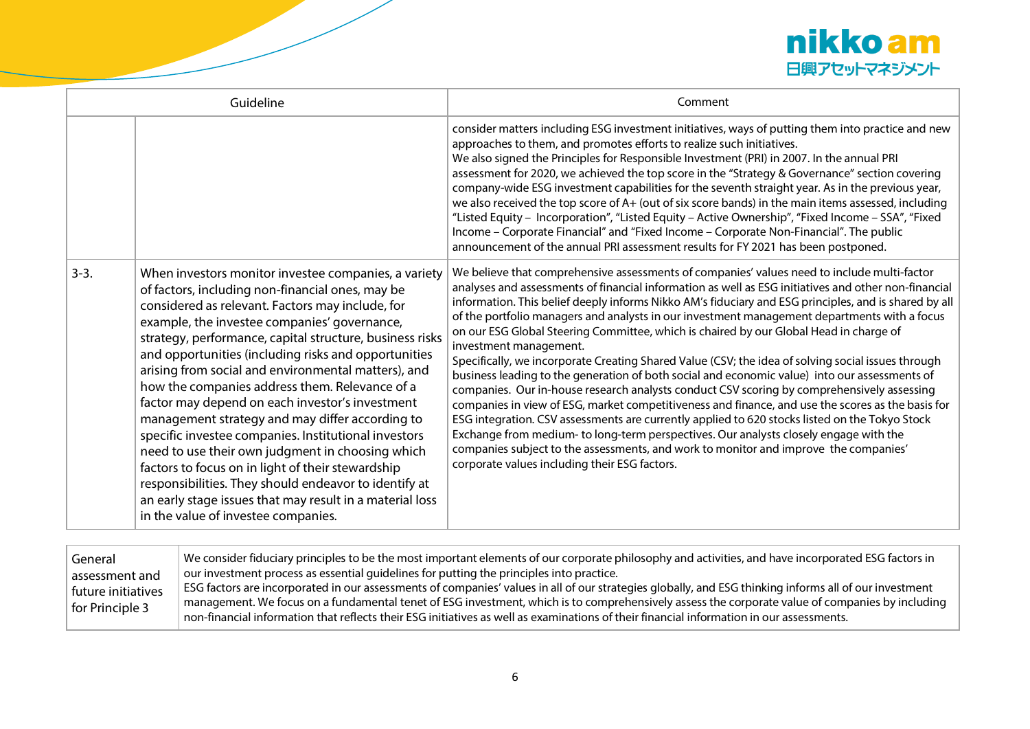| Guideline | | Comment |
|---|---|---|
| | | consider matters including ESG investment initiatives, ways of putting them into practice and new approaches to them, and promotes efforts to realize such initiatives.<br>We also signed the Principles for Responsible Investment (PRI) in 2007. In the annual PRI assessment for 2020, we achieved the top score in the "Strategy & Governance" section covering company-wide ESG investment capabilities for the seventh straight year. As in the previous year, we also received the top score of A+ (out of six score bands) in the main items assessed, including "Listed Equity – Incorporation", "Listed Equity – Active Ownership", "Fixed Income – SSA", "Fixed Income – Corporate Financial" and "Fixed Income – Corporate Non-Financial". The public announcement of the annual PRI assessment results for FY 2021 has been postponed. |
| 3-3. | When investors monitor investee companies, a variety of factors, including non-financial ones, may be considered as relevant. Factors may include, for example, the investee companies' governance, strategy, performance, capital structure, business risks and opportunities (including risks and opportunities arising from social and environmental matters), and how the companies address them. Relevance of a factor may depend on each investor's investment management strategy and may differ according to specific investee companies. Institutional investors need to use their own judgment in choosing which factors to focus on in light of their stewardship responsibilities. They should endeavor to identify at an early stage issues that may result in a material loss in the value of investee companies. | We believe that comprehensive assessments of companies' values need to include multi-factor analyses and assessments of financial information as well as ESG initiatives and other non-financial information. This belief deeply informs Nikko AM's fiduciary and ESG principles, and is shared by all of the portfolio managers and analysts in our investment management departments with a focus on our ESG Global Steering Committee, which is chaired by our Global Head in charge of investment management.<br>Specifically, we incorporate Creating Shared Value (CSV; the idea of solving social issues through business leading to the generation of both social and economic value) into our assessments of companies. Our in-house research analysts conduct CSV scoring by comprehensively assessing companies in view of ESG, market competitiveness and finance, and use the scores as the basis for ESG integration. CSV assessments are currently applied to 620 stocks listed on the Tokyo Stock Exchange from medium- to long-term perspectives. Our analysts closely engage with the companies subject to the assessments, and work to monitor and improve the companies' corporate values including their ESG factors. |

| General assessment and future initiatives for Principle 3 | We consider fiduciary principles to be the most important elements of our corporate philosophy and activities, and have incorporated ESG factors in our investment process as essential guidelines for putting the principles into practice.<br>ESG factors are incorporated in our assessments of companies' values in all of our strategies globally, and ESG thinking informs all of our investment management. We focus on a fundamental tenet of ESG investment, which is to comprehensively assess the corporate value of companies by including non-financial information that reflects their ESG initiatives as well as examinations of their financial information in our assessments. |
|---|---|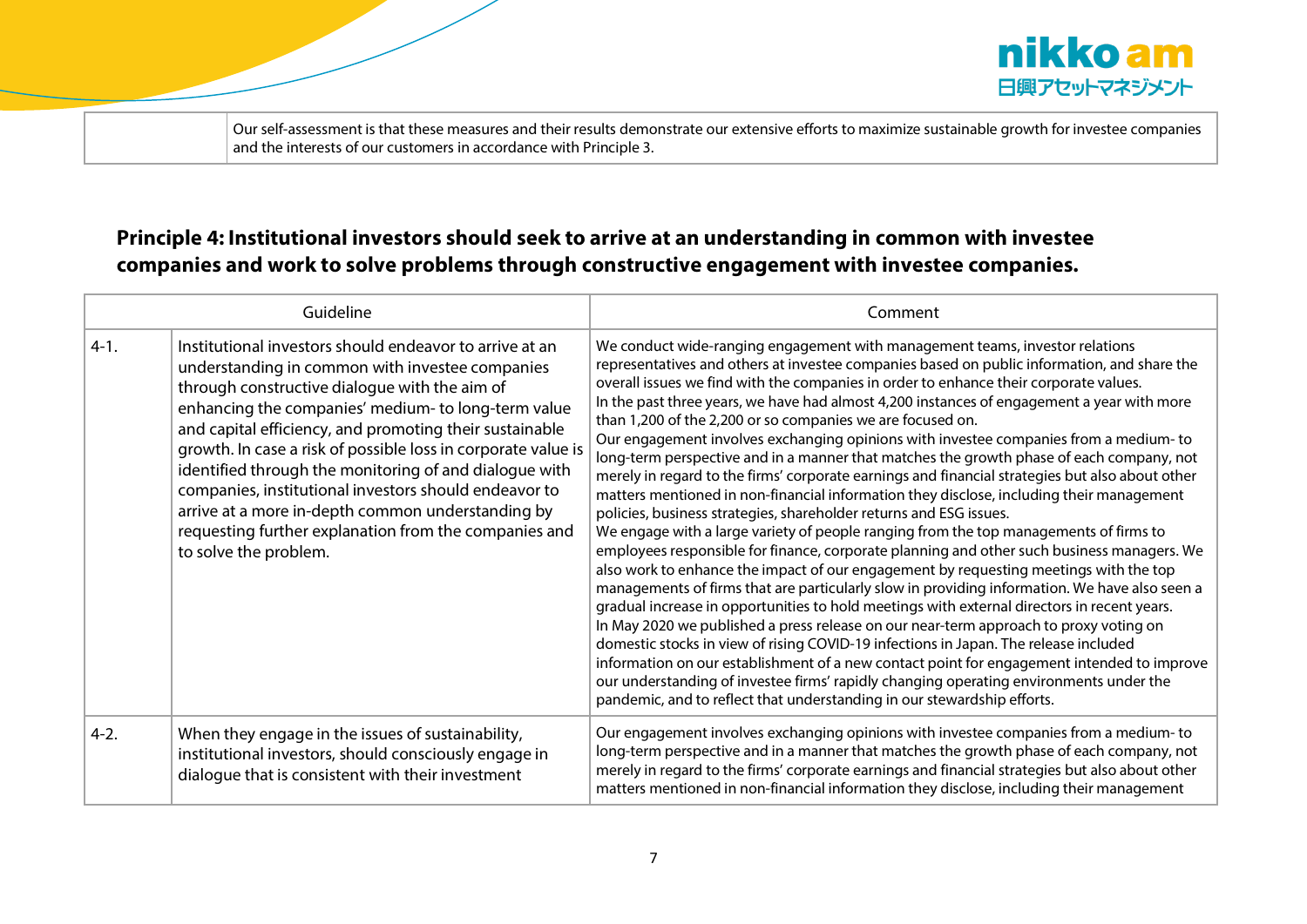| | Our self-assessment is that these measures and their results demonstrate our extensive efforts to maximize sustainable growth for investee companies and the interests of our customers in accordance with Principle 3. |
|---|---|

## Principle 4: Institutional investors should seek to arrive at an understanding in common with investee companies and work to solve problems through constructive engagement with investee companies.

| Guideline | | Comment |
|---|---|---|
| 4-1. | Institutional investors should endeavor to arrive at an understanding in common with investee companies through constructive dialogue with the aim of enhancing the companies' medium- to long-term value and capital efficiency, and promoting their sustainable growth. In case a risk of possible loss in corporate value is identified through the monitoring of and dialogue with companies, institutional investors should endeavor to arrive at a more in-depth common understanding by requesting further explanation from the companies and to solve the problem. | We conduct wide-ranging engagement with management teams, investor relations representatives and others at investee companies based on public information, and share the overall issues we find with the companies in order to enhance their corporate values.<br>In the past three years, we have had almost 4,200 instances of engagement a year with more than 1,200 of the 2,200 or so companies we are focused on.<br>Our engagement involves exchanging opinions with investee companies from a medium- to long-term perspective and in a manner that matches the growth phase of each company, not merely in regard to the firms' corporate earnings and financial strategies but also about other matters mentioned in non-financial information they disclose, including their management policies, business strategies, shareholder returns and ESG issues.<br>We engage with a large variety of people ranging from the top managements of firms to employees responsible for finance, corporate planning and other such business managers. We also work to enhance the impact of our engagement by requesting meetings with the top managements of firms that are particularly slow in providing information. We have also seen a gradual increase in opportunities to hold meetings with external directors in recent years.<br>In May 2020 we published a press release on our near-term approach to proxy voting on domestic stocks in view of rising COVID-19 infections in Japan. The release included information on our establishment of a new contact point for engagement intended to improve our understanding of investee firms' rapidly changing operating environments under the pandemic, and to reflect that understanding in our stewardship efforts. |
| 4-2. | When they engage in the issues of sustainability, institutional investors, should consciously engage in dialogue that is consistent with their investment | Our engagement involves exchanging opinions with investee companies from a medium- to long-term perspective and in a manner that matches the growth phase of each company, not merely in regard to the firms' corporate earnings and financial strategies but also about other matters mentioned in non-financial information they disclose, including their management |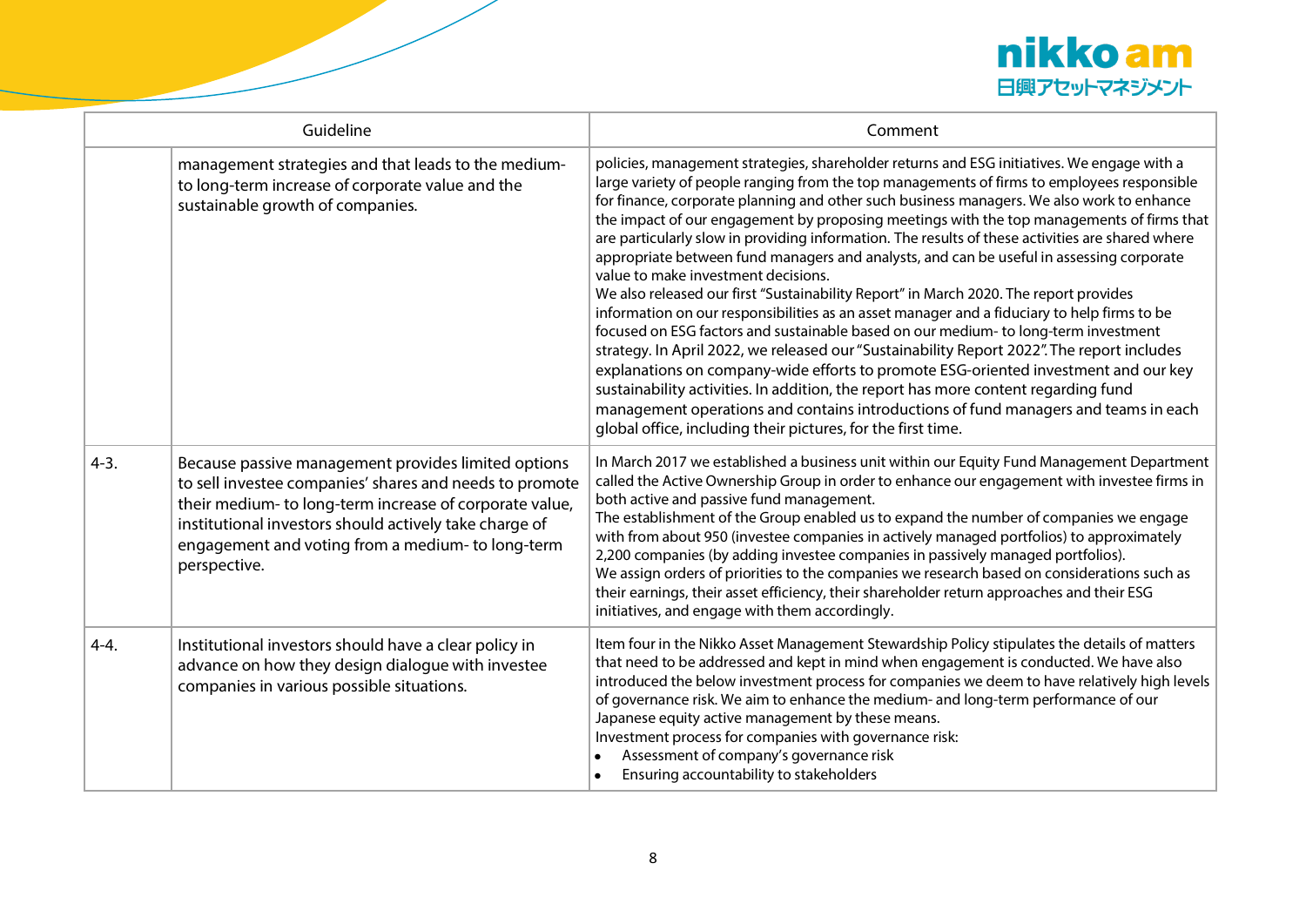| | Guideline | Comment |
|---|---|---|
| | management strategies and that leads to the medium- to long-term increase of corporate value and the sustainable growth of companies. | policies, management strategies, shareholder returns and ESG initiatives. We engage with a large variety of people ranging from the top managements of firms to employees responsible for finance, corporate planning and other such business managers. We also work to enhance the impact of our engagement by proposing meetings with the top managements of firms that are particularly slow in providing information. The results of these activities are shared where appropriate between fund managers and analysts, and can be useful in assessing corporate value to make investment decisions.<br>We also released our first "Sustainability Report" in March 2020. The report provides information on our responsibilities as an asset manager and a fiduciary to help firms to be focused on ESG factors and sustainable based on our medium- to long-term investment strategy. In April 2022, we released our "Sustainability Report 2022". The report includes explanations on company-wide efforts to promote ESG-oriented investment and our key sustainability activities. In addition, the report has more content regarding fund management operations and contains introductions of fund managers and teams in each global office, including their pictures, for the first time. |
| 4-3. | Because passive management provides limited options to sell investee companies' shares and needs to promote their medium- to long-term increase of corporate value, institutional investors should actively take charge of engagement and voting from a medium- to long-term perspective. | In March 2017 we established a business unit within our Equity Fund Management Department called the Active Ownership Group in order to enhance our engagement with investee firms in both active and passive fund management.<br>The establishment of the Group enabled us to expand the number of companies we engage with from about 950 (investee companies in actively managed portfolios) to approximately 2,200 companies (by adding investee companies in passively managed portfolios).<br>We assign orders of priorities to the companies we research based on considerations such as their earnings, their asset efficiency, their shareholder return approaches and their ESG initiatives, and engage with them accordingly. |
| 4-4. | Institutional investors should have a clear policy in advance on how they design dialogue with investee companies in various possible situations. | Item four in the Nikko Asset Management Stewardship Policy stipulates the details of matters that need to be addressed and kept in mind when engagement is conducted. We have also introduced the below investment process for companies we deem to have relatively high levels of governance risk. We aim to enhance the medium- and long-term performance of our Japanese equity active management by these means.<br>Investment process for companies with governance risk:<br>• Assessment of company's governance risk<br>• Ensuring accountability to stakeholders |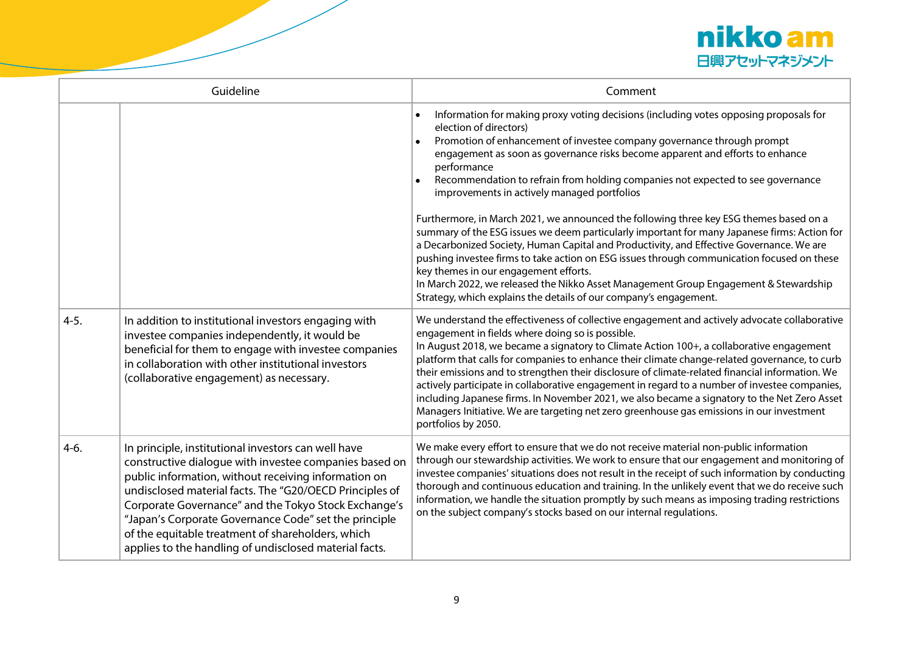| Guideline | | Comment |
|---|---|---|
| | | • Information for making proxy voting decisions (including votes opposing proposals for election of directors)<br>• Promotion of enhancement of investee company governance through prompt engagement as soon as governance risks become apparent and efforts to enhance performance<br>• Recommendation to refrain from holding companies not expected to see governance improvements in actively managed portfolios<br><br>Furthermore, in March 2021, we announced the following three key ESG themes based on a summary of the ESG issues we deem particularly important for many Japanese firms: Action for a Decarbonized Society, Human Capital and Productivity, and Effective Governance. We are pushing investee firms to take action on ESG issues through communication focused on these key themes in our engagement efforts.<br>In March 2022, we released the Nikko Asset Management Group Engagement & Stewardship Strategy, which explains the details of our company's engagement. |
| 4-5. | In addition to institutional investors engaging with investee companies independently, it would be beneficial for them to engage with investee companies in collaboration with other institutional investors (collaborative engagement) as necessary. | We understand the effectiveness of collective engagement and actively advocate collaborative engagement in fields where doing so is possible.<br>In August 2018, we became a signatory to Climate Action 100+, a collaborative engagement platform that calls for companies to enhance their climate change-related governance, to curb their emissions and to strengthen their disclosure of climate-related financial information. We actively participate in collaborative engagement in regard to a number of investee companies, including Japanese firms. In November 2021, we also became a signatory to the Net Zero Asset Managers Initiative. We are targeting net zero greenhouse gas emissions in our investment portfolios by 2050. |
| 4-6. | In principle, institutional investors can well have constructive dialogue with investee companies based on public information, without receiving information on undisclosed material facts. The "G20/OECD Principles of Corporate Governance" and the Tokyo Stock Exchange's "Japan's Corporate Governance Code" set the principle of the equitable treatment of shareholders, which applies to the handling of undisclosed material facts. | We make every effort to ensure that we do not receive material non-public information through our stewardship activities. We work to ensure that our engagement and monitoring of investee companies' situations does not result in the receipt of such information by conducting thorough and continuous education and training. In the unlikely event that we do receive such information, we handle the situation promptly by such means as imposing trading restrictions on the subject company's stocks based on our internal regulations. |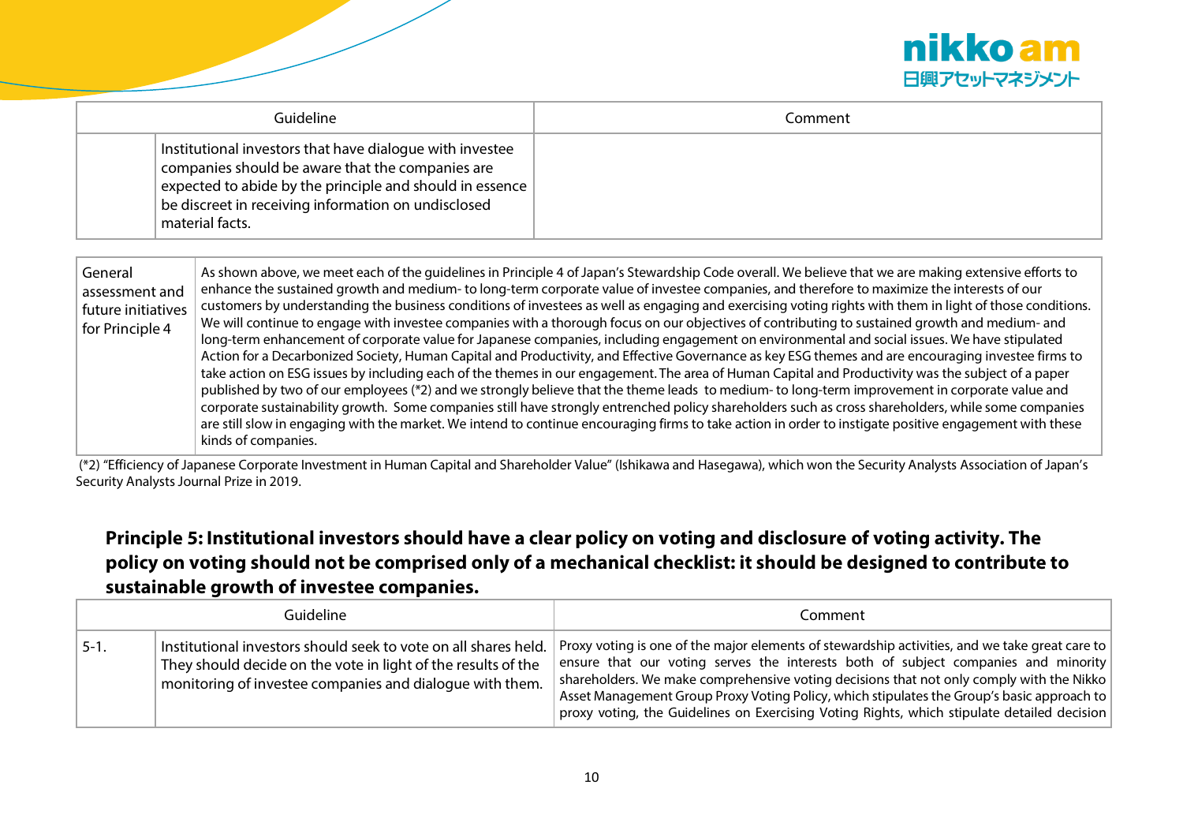| Guideline | | Comment |
|---|---|---|
| | Institutional investors that have dialogue with investee companies should be aware that the companies are expected to abide by the principle and should in essence be discreet in receiving information on undisclosed material facts. | |

| | |
|---|---|
| General assessment and future initiatives for Principle 4 | As shown above, we meet each of the guidelines in Principle 4 of Japan's Stewardship Code overall. We believe that we are making extensive efforts to enhance the sustained growth and medium- to long-term corporate value of investee companies, and therefore to maximize the interests of our customers by understanding the business conditions of investees as well as engaging and exercising voting rights with them in light of those conditions. We will continue to engage with investee companies with a thorough focus on our objectives of contributing to sustained growth and medium- and long-term enhancement of corporate value for Japanese companies, including engagement on environmental and social issues. We have stipulated Action for a Decarbonized Society, Human Capital and Productivity, and Effective Governance as key ESG themes and are encouraging investee firms to take action on ESG issues by including each of the themes in our engagement. The area of Human Capital and Productivity was the subject of a paper published by two of our employees (*2) and we strongly believe that the theme leads to medium- to long-term improvement in corporate value and corporate sustainability growth. Some companies still have strongly entrenched policy shareholders such as cross shareholders, while some companies are still slow in engaging with the market. We intend to continue encouraging firms to take action in order to instigate positive engagement with these kinds of companies. |

(*2) "Efficiency of Japanese Corporate Investment in Human Capital and Shareholder Value" (Ishikawa and Hasegawa), which won the Security Analysts Association of Japan's Security Analysts Journal Prize in 2019.

## Principle 5: Institutional investors should have a clear policy on voting and disclosure of voting activity. The policy on voting should not be comprised only of a mechanical checklist: it should be designed to contribute to sustainable growth of investee companies.

| Guideline | | Comment |
|---|---|---|
| 5-1. | Institutional investors should seek to vote on all shares held. They should decide on the vote in light of the results of the monitoring of investee companies and dialogue with them. | Proxy voting is one of the major elements of stewardship activities, and we take great care to ensure that our voting serves the interests both of subject companies and minority shareholders. We make comprehensive voting decisions that not only comply with the Nikko Asset Management Group Proxy Voting Policy, which stipulates the Group's basic approach to proxy voting, the Guidelines on Exercising Voting Rights, which stipulate detailed decision |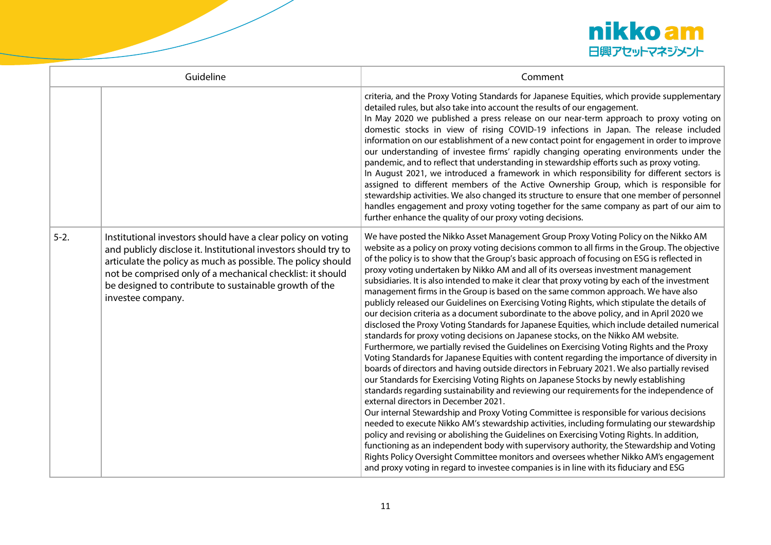| Guideline | | Comment |
|---|---|---|
| | | criteria, and the Proxy Voting Standards for Japanese Equities, which provide supplementary detailed rules, but also take into account the results of our engagement.<br>In May 2020 we published a press release on our near-term approach to proxy voting on domestic stocks in view of rising COVID-19 infections in Japan. The release included information on our establishment of a new contact point for engagement in order to improve our understanding of investee firms' rapidly changing operating environments under the pandemic, and to reflect that understanding in stewardship efforts such as proxy voting.<br>In August 2021, we introduced a framework in which responsibility for different sectors is assigned to different members of the Active Ownership Group, which is responsible for stewardship activities. We also changed its structure to ensure that one member of personnel handles engagement and proxy voting together for the same company as part of our aim to further enhance the quality of our proxy voting decisions. |
| 5-2. | Institutional investors should have a clear policy on voting and publicly disclose it. Institutional investors should try to articulate the policy as much as possible. The policy should not be comprised only of a mechanical checklist: it should be designed to contribute to sustainable growth of the investee company. | We have posted the Nikko Asset Management Group Proxy Voting Policy on the Nikko AM website as a policy on proxy voting decisions common to all firms in the Group. The objective of the policy is to show that the Group's basic approach of focusing on ESG is reflected in proxy voting undertaken by Nikko AM and all of its overseas investment management subsidiaries. It is also intended to make it clear that proxy voting by each of the investment management firms in the Group is based on the same common approach. We have also publicly released our Guidelines on Exercising Voting Rights, which stipulate the details of our decision criteria as a document subordinate to the above policy, and in April 2020 we disclosed the Proxy Voting Standards for Japanese Equities, which include detailed numerical standards for proxy voting decisions on Japanese stocks, on the Nikko AM website.<br>Furthermore, we partially revised the Guidelines on Exercising Voting Rights and the Proxy Voting Standards for Japanese Equities with content regarding the importance of diversity in boards of directors and having outside directors in February 2021. We also partially revised our Standards for Exercising Voting Rights on Japanese Stocks by newly establishing standards regarding sustainability and reviewing our requirements for the independence of external directors in December 2021.<br>Our internal Stewardship and Proxy Voting Committee is responsible for various decisions needed to execute Nikko AM's stewardship activities, including formulating our stewardship policy and revising or abolishing the Guidelines on Exercising Voting Rights. In addition, functioning as an independent body with supervisory authority, the Stewardship and Voting Rights Policy Oversight Committee monitors and oversees whether Nikko AM's engagement and proxy voting in regard to investee companies is in line with its fiduciary and ESG |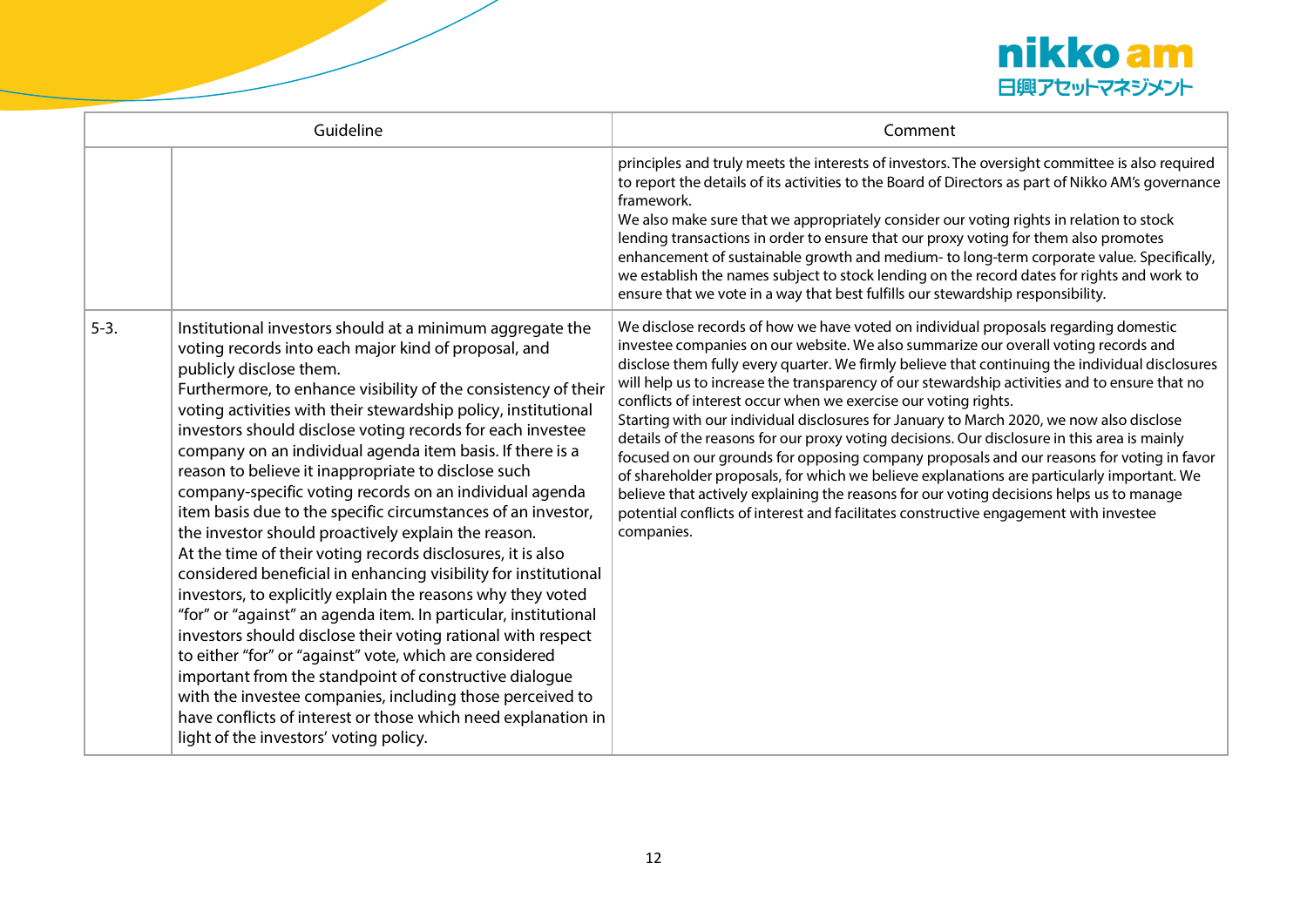| Guideline | | Comment |
|---|---|---|
| | | principles and truly meets the interests of investors. The oversight committee is also required to report the details of its activities to the Board of Directors as part of Nikko AM's governance framework.<br>We also make sure that we appropriately consider our voting rights in relation to stock lending transactions in order to ensure that our proxy voting for them also promotes enhancement of sustainable growth and medium- to long-term corporate value. Specifically, we establish the names subject to stock lending on the record dates for rights and work to ensure that we vote in a way that best fulfills our stewardship responsibility. |
| 5-3. | Institutional investors should at a minimum aggregate the voting records into each major kind of proposal, and publicly disclose them.<br>Furthermore, to enhance visibility of the consistency of their voting activities with their stewardship policy, institutional investors should disclose voting records for each investee company on an individual agenda item basis. If there is a reason to believe it inappropriate to disclose such company-specific voting records on an individual agenda item basis due to the specific circumstances of an investor, the investor should proactively explain the reason.<br>At the time of their voting records disclosures, it is also considered beneficial in enhancing visibility for institutional investors, to explicitly explain the reasons why they voted "for" or "against" an agenda item. In particular, institutional investors should disclose their voting rational with respect to either "for" or "against" vote, which are considered important from the standpoint of constructive dialogue with the investee companies, including those perceived to have conflicts of interest or those which need explanation in light of the investors' voting policy. | We disclose records of how we have voted on individual proposals regarding domestic investee companies on our website. We also summarize our overall voting records and disclose them fully every quarter. We firmly believe that continuing the individual disclosures will help us to increase the transparency of our stewardship activities and to ensure that no conflicts of interest occur when we exercise our voting rights.<br>Starting with our individual disclosures for January to March 2020, we now also disclose details of the reasons for our proxy voting decisions. Our disclosure in this area is mainly focused on our grounds for opposing company proposals and our reasons for voting in favor of shareholder proposals, for which we believe explanations are particularly important. We believe that actively explaining the reasons for our voting decisions helps us to manage potential conflicts of interest and facilitates constructive engagement with investee companies. |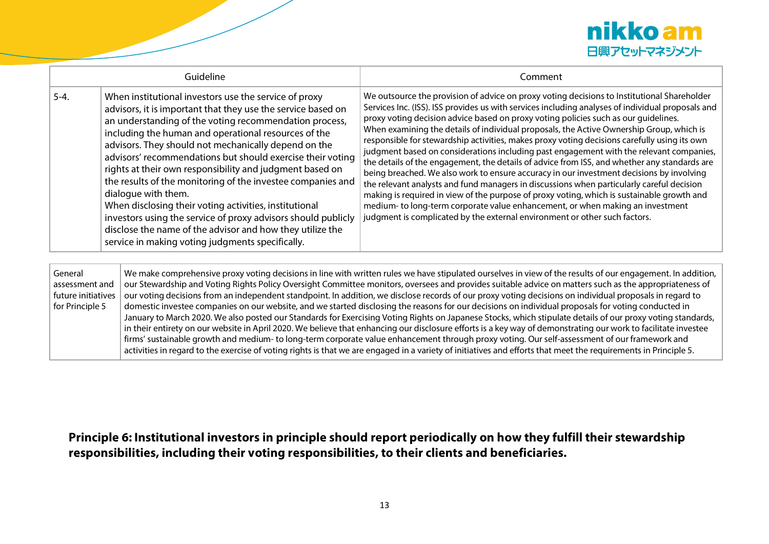| | Guideline | Comment |
|---|---|---|
| 5-4. | When institutional investors use the service of proxy advisors, it is important that they use the service based on an understanding of the voting recommendation process, including the human and operational resources of the advisors. They should not mechanically depend on the advisors' recommendations but should exercise their voting rights at their own responsibility and judgment based on the results of the monitoring of the investee companies and dialogue with them.<br>When disclosing their voting activities, institutional investors using the service of proxy advisors should publicly disclose the name of the advisor and how they utilize the service in making voting judgments specifically. | We outsource the provision of advice on proxy voting decisions to Institutional Shareholder Services Inc. (ISS). ISS provides us with services including analyses of individual proposals and proxy voting decision advice based on proxy voting policies such as our guidelines.<br>When examining the details of individual proposals, the Active Ownership Group, which is responsible for stewardship activities, makes proxy voting decisions carefully using its own judgment based on considerations including past engagement with the relevant companies, the details of the engagement, the details of advice from ISS, and whether any standards are being breached. We also work to ensure accuracy in our investment decisions by involving the relevant analysts and fund managers in discussions when particularly careful decision making is required in view of the purpose of proxy voting, which is sustainable growth and medium- to long-term corporate value enhancement, or when making an investment judgment is complicated by the external environment or other such factors. |

| General assessment and future initiatives for Principle 5 | We make comprehensive proxy voting decisions in line with written rules we have stipulated ourselves in view of the results of our engagement. In addition, our Stewardship and Voting Rights Policy Oversight Committee monitors, oversees and provides suitable advice on matters such as the appropriateness of our voting decisions from an independent standpoint. In addition, we disclose records of our proxy voting decisions on individual proposals in regard to domestic investee companies on our website, and we started disclosing the reasons for our decisions on individual proposals for voting conducted in January to March 2020. We also posted our Standards for Exercising Voting Rights on Japanese Stocks, which stipulate details of our proxy voting standards, in their entirety on our website in April 2020. We believe that enhancing our disclosure efforts is a key way of demonstrating our work to facilitate investee firms' sustainable growth and medium- to long-term corporate value enhancement through proxy voting. Our self-assessment of our framework and activities in regard to the exercise of voting rights is that we are engaged in a variety of initiatives and efforts that meet the requirements in Principle 5. |
|---|---|

**Principle 6: Institutional investors in principle should report periodically on how they fulfill their stewardship responsibilities, including their voting responsibilities, to their clients and beneficiaries.**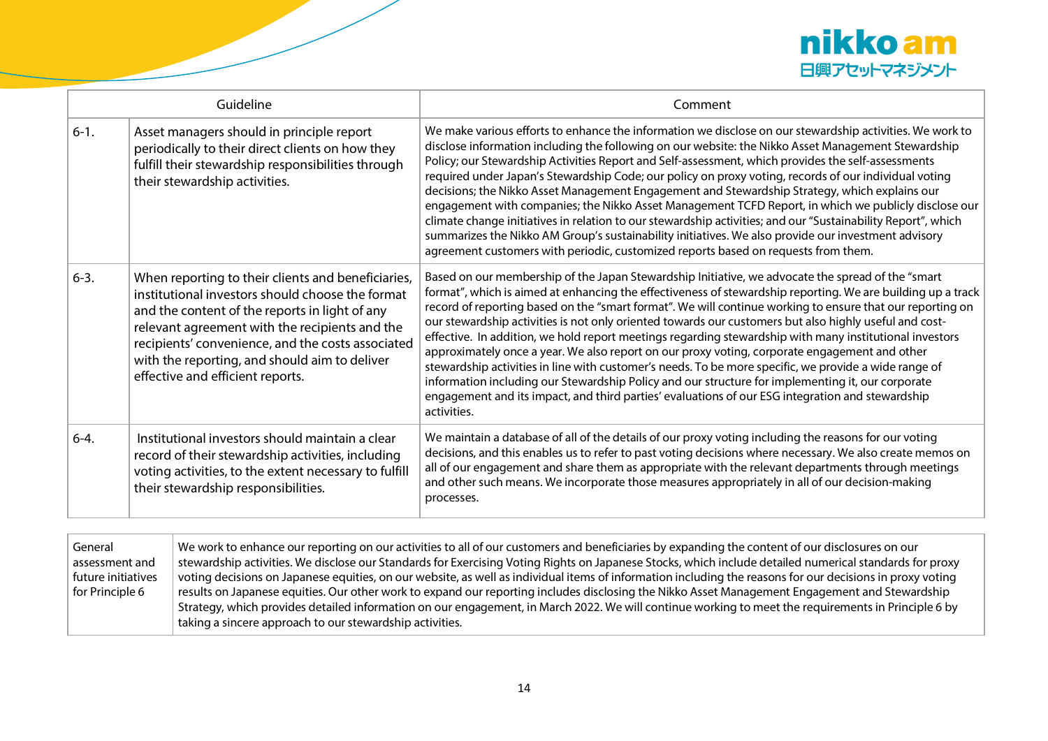| Guideline | | Comment |
|---|---|---|
| 6-1. | Asset managers should in principle report periodically to their direct clients on how they fulfill their stewardship responsibilities through their stewardship activities. | We make various efforts to enhance the information we disclose on our stewardship activities. We work to disclose information including the following on our website: the Nikko Asset Management Stewardship Policy; our Stewardship Activities Report and Self-assessment, which provides the self-assessments required under Japan's Stewardship Code; our policy on proxy voting, records of our individual voting decisions; the Nikko Asset Management Engagement and Stewardship Strategy, which explains our engagement with companies; the Nikko Asset Management TCFD Report, in which we publicly disclose our climate change initiatives in relation to our stewardship activities; and our "Sustainability Report", which summarizes the Nikko AM Group's sustainability initiatives. We also provide our investment advisory agreement customers with periodic, customized reports based on requests from them. |
| 6-3. | When reporting to their clients and beneficiaries, institutional investors should choose the format and the content of the reports in light of any relevant agreement with the recipients and the recipients' convenience, and the costs associated with the reporting, and should aim to deliver effective and efficient reports. | Based on our membership of the Japan Stewardship Initiative, we advocate the spread of the "smart format", which is aimed at enhancing the effectiveness of stewardship reporting. We are building up a track record of reporting based on the "smart format". We will continue working to ensure that our reporting on our stewardship activities is not only oriented towards our customers but also highly useful and cost-effective. In addition, we hold report meetings regarding stewardship with many institutional investors approximately once a year. We also report on our proxy voting, corporate engagement and other stewardship activities in line with customer's needs. To be more specific, we provide a wide range of information including our Stewardship Policy and our structure for implementing it, our corporate engagement and its impact, and third parties' evaluations of our ESG integration and stewardship activities. |
| 6-4. | Institutional investors should maintain a clear record of their stewardship activities, including voting activities, to the extent necessary to fulfill their stewardship responsibilities. | We maintain a database of all of the details of our proxy voting including the reasons for our voting decisions, and this enables us to refer to past voting decisions where necessary. We also create memos on all of our engagement and share them as appropriate with the relevant departments through meetings and other such means. We incorporate those measures appropriately in all of our decision-making processes. |

| General assessment and future initiatives for Principle 6 | We work to enhance our reporting on our activities to all of our customers and beneficiaries by expanding the content of our disclosures on our stewardship activities. We disclose our Standards for Exercising Voting Rights on Japanese Stocks, which include detailed numerical standards for proxy voting decisions on Japanese equities, on our website, as well as individual items of information including the reasons for our decisions in proxy voting results on Japanese equities. Our other work to expand our reporting includes disclosing the Nikko Asset Management Engagement and Stewardship Strategy, which provides detailed information on our engagement, in March 2022. We will continue working to meet the requirements in Principle 6 by taking a sincere approach to our stewardship activities. |
|---|---|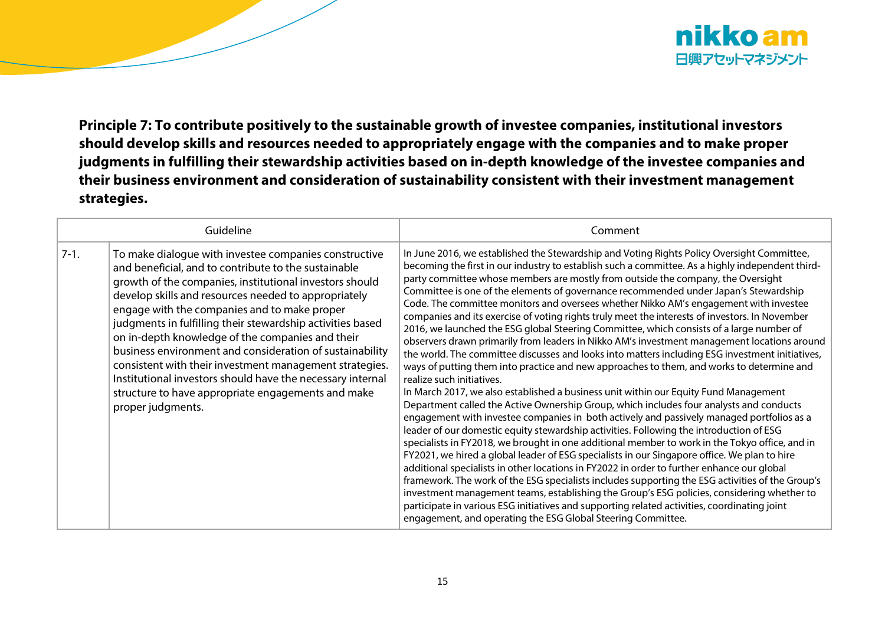**Principle 7: To contribute positively to the sustainable growth of investee companies, institutional investors should develop skills and resources needed to appropriately engage with the companies and to make proper judgments in fulfilling their stewardship activities based on in-depth knowledge of the investee companies and their business environment and consideration of sustainability consistent with their investment management strategies.**

| Guideline | | Comment |
|---|---|---|
| 7-1. | To make dialogue with investee companies constructive and beneficial, and to contribute to the sustainable growth of the companies, institutional investors should develop skills and resources needed to appropriately engage with the companies and to make proper judgments in fulfilling their stewardship activities based on in-depth knowledge of the companies and their business environment and consideration of sustainability consistent with their investment management strategies. Institutional investors should have the necessary internal structure to have appropriate engagements and make proper judgments. | In June 2016, we established the Stewardship and Voting Rights Policy Oversight Committee, becoming the first in our industry to establish such a committee. As a highly independent third-party committee whose members are mostly from outside the company, the Oversight Committee is one of the elements of governance recommended under Japan's Stewardship Code. The committee monitors and oversees whether Nikko AM's engagement with investee companies and its exercise of voting rights truly meet the interests of investors. In November 2016, we launched the ESG global Steering Committee, which consists of a large number of observers drawn primarily from leaders in Nikko AM's investment management locations around the world. The committee discusses and looks into matters including ESG investment initiatives, ways of putting them into practice and new approaches to them, and works to determine and realize such initiatives.<br>In March 2017, we also established a business unit within our Equity Fund Management Department called the Active Ownership Group, which includes four analysts and conducts engagement with investee companies in both actively and passively managed portfolios as a leader of our domestic equity stewardship activities. Following the introduction of ESG specialists in FY2018, we brought in one additional member to work in the Tokyo office, and in FY2021, we hired a global leader of ESG specialists in our Singapore office. We plan to hire additional specialists in other locations in FY2022 in order to further enhance our global framework. The work of the ESG specialists includes supporting the ESG activities of the Group's investment management teams, establishing the Group's ESG policies, considering whether to participate in various ESG initiatives and supporting related activities, coordinating joint engagement, and operating the ESG Global Steering Committee. |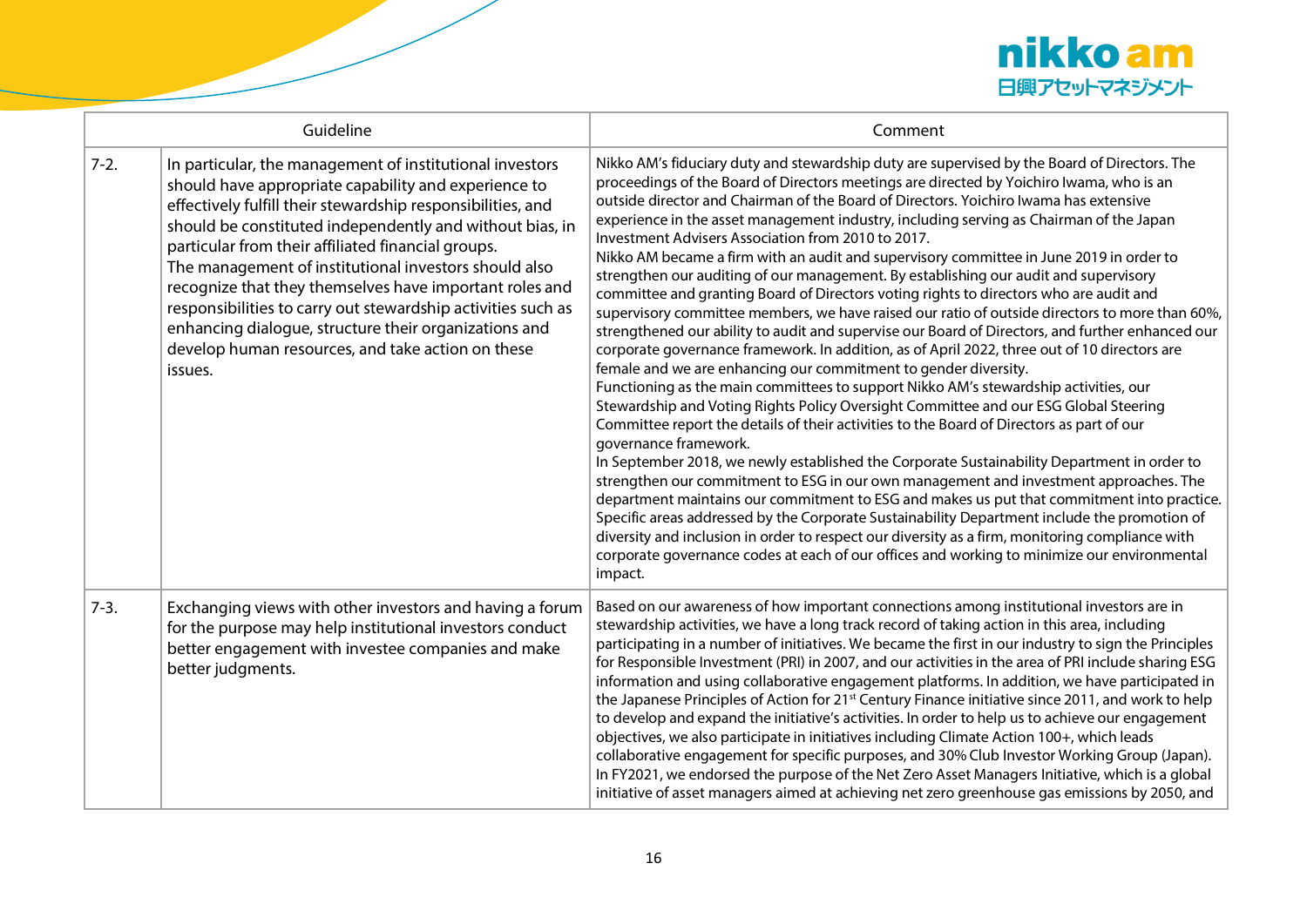| Guideline | | Comment |
|---|---|---|
| 7-2. | In particular, the management of institutional investors should have appropriate capability and experience to effectively fulfill their stewardship responsibilities, and should be constituted independently and without bias, in particular from their affiliated financial groups.<br>The management of institutional investors should also recognize that they themselves have important roles and responsibilities to carry out stewardship activities such as enhancing dialogue, structure their organizations and develop human resources, and take action on these issues. | Nikko AM's fiduciary duty and stewardship duty are supervised by the Board of Directors. The proceedings of the Board of Directors meetings are directed by Yoichiro Iwama, who is an outside director and Chairman of the Board of Directors. Yoichiro Iwama has extensive experience in the asset management industry, including serving as Chairman of the Japan Investment Advisers Association from 2010 to 2017.<br>Nikko AM became a firm with an audit and supervisory committee in June 2019 in order to strengthen our auditing of our management. By establishing our audit and supervisory committee and granting Board of Directors voting rights to directors who are audit and supervisory committee members, we have raised our ratio of outside directors to more than 60%, strengthened our ability to audit and supervise our Board of Directors, and further enhanced our corporate governance framework. In addition, as of April 2022, three out of 10 directors are female and we are enhancing our commitment to gender diversity.<br>Functioning as the main committees to support Nikko AM's stewardship activities, our Stewardship and Voting Rights Policy Oversight Committee and our ESG Global Steering Committee report the details of their activities to the Board of Directors as part of our governance framework.<br>In September 2018, we newly established the Corporate Sustainability Department in order to strengthen our commitment to ESG in our own management and investment approaches. The department maintains our commitment to ESG and makes us put that commitment into practice. Specific areas addressed by the Corporate Sustainability Department include the promotion of diversity and inclusion in order to respect our diversity as a firm, monitoring compliance with corporate governance codes at each of our offices and working to minimize our environmental impact. |
| 7-3. | Exchanging views with other investors and having a forum for the purpose may help institutional investors conduct better engagement with investee companies and make better judgments. | Based on our awareness of how important connections among institutional investors are in stewardship activities, we have a long track record of taking action in this area, including participating in a number of initiatives. We became the first in our industry to sign the Principles for Responsible Investment (PRI) in 2007, and our activities in the area of PRI include sharing ESG information and using collaborative engagement platforms. In addition, we have participated in the Japanese Principles of Action for 21st Century Finance initiative since 2011, and work to help to develop and expand the initiative's activities. In order to help us to achieve our engagement objectives, we also participate in initiatives including Climate Action 100+, which leads collaborative engagement for specific purposes, and 30% Club Investor Working Group (Japan). In FY2021, we endorsed the purpose of the Net Zero Asset Managers Initiative, which is a global initiative of asset managers aimed at achieving net zero greenhouse gas emissions by 2050, and |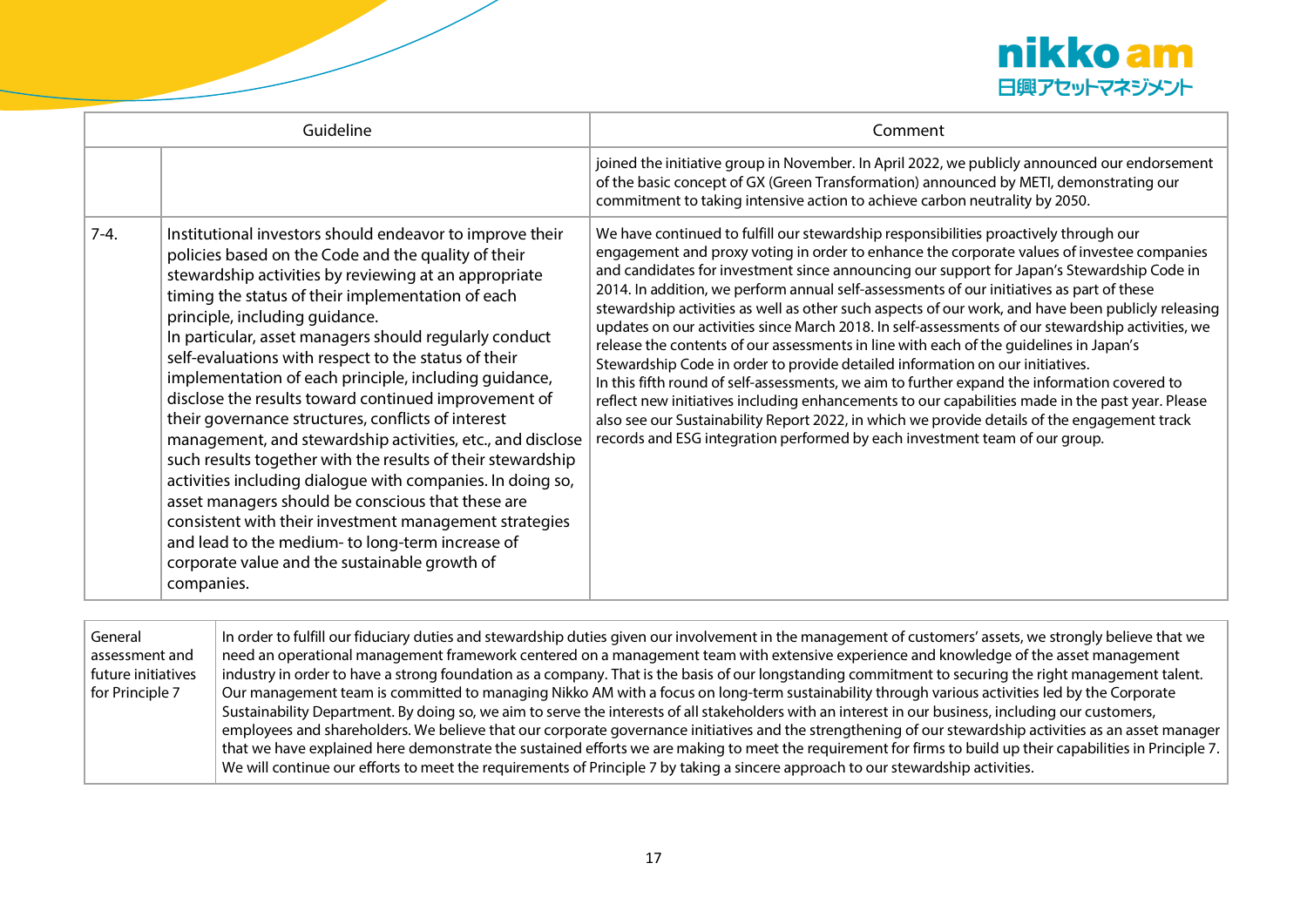| Guideline | | Comment |
|---|---|---|
| | | joined the initiative group in November. In April 2022, we publicly announced our endorsement of the basic concept of GX (Green Transformation) announced by METI, demonstrating our commitment to taking intensive action to achieve carbon neutrality by 2050. |
| 7-4. | Institutional investors should endeavor to improve their policies based on the Code and the quality of their stewardship activities by reviewing at an appropriate timing the status of their implementation of each principle, including guidance.<br>In particular, asset managers should regularly conduct self-evaluations with respect to the status of their implementation of each principle, including guidance, disclose the results toward continued improvement of their governance structures, conflicts of interest management, and stewardship activities, etc., and disclose such results together with the results of their stewardship activities including dialogue with companies. In doing so, asset managers should be conscious that these are consistent with their investment management strategies and lead to the medium- to long-term increase of corporate value and the sustainable growth of companies. | We have continued to fulfill our stewardship responsibilities proactively through our engagement and proxy voting in order to enhance the corporate values of investee companies and candidates for investment since announcing our support for Japan's Stewardship Code in 2014. In addition, we perform annual self-assessments of our initiatives as part of these stewardship activities as well as other such aspects of our work, and have been publicly releasing updates on our activities since March 2018. In self-assessments of our stewardship activities, we release the contents of our assessments in line with each of the guidelines in Japan's Stewardship Code in order to provide detailed information on our initiatives.<br>In this fifth round of self-assessments, we aim to further expand the information covered to reflect new initiatives including enhancements to our capabilities made in the past year. Please also see our Sustainability Report 2022, in which we provide details of the engagement track records and ESG integration performed by each investment team of our group. |

| General assessment and future initiatives for Principle 7 | In order to fulfill our fiduciary duties and stewardship duties given our involvement in the management of customers' assets, we strongly believe that we need an operational management framework centered on a management team with extensive experience and knowledge of the asset management industry in order to have a strong foundation as a company. That is the basis of our longstanding commitment to securing the right management talent. Our management team is committed to managing Nikko AM with a focus on long-term sustainability through various activities led by the Corporate Sustainability Department. By doing so, we aim to serve the interests of all stakeholders with an interest in our business, including our customers, employees and shareholders. We believe that our corporate governance initiatives and the strengthening of our stewardship activities as an asset manager that we have explained here demonstrate the sustained efforts we are making to meet the requirement for firms to build up their capabilities in Principle 7. We will continue our efforts to meet the requirements of Principle 7 by taking a sincere approach to our stewardship activities. |
|---|---|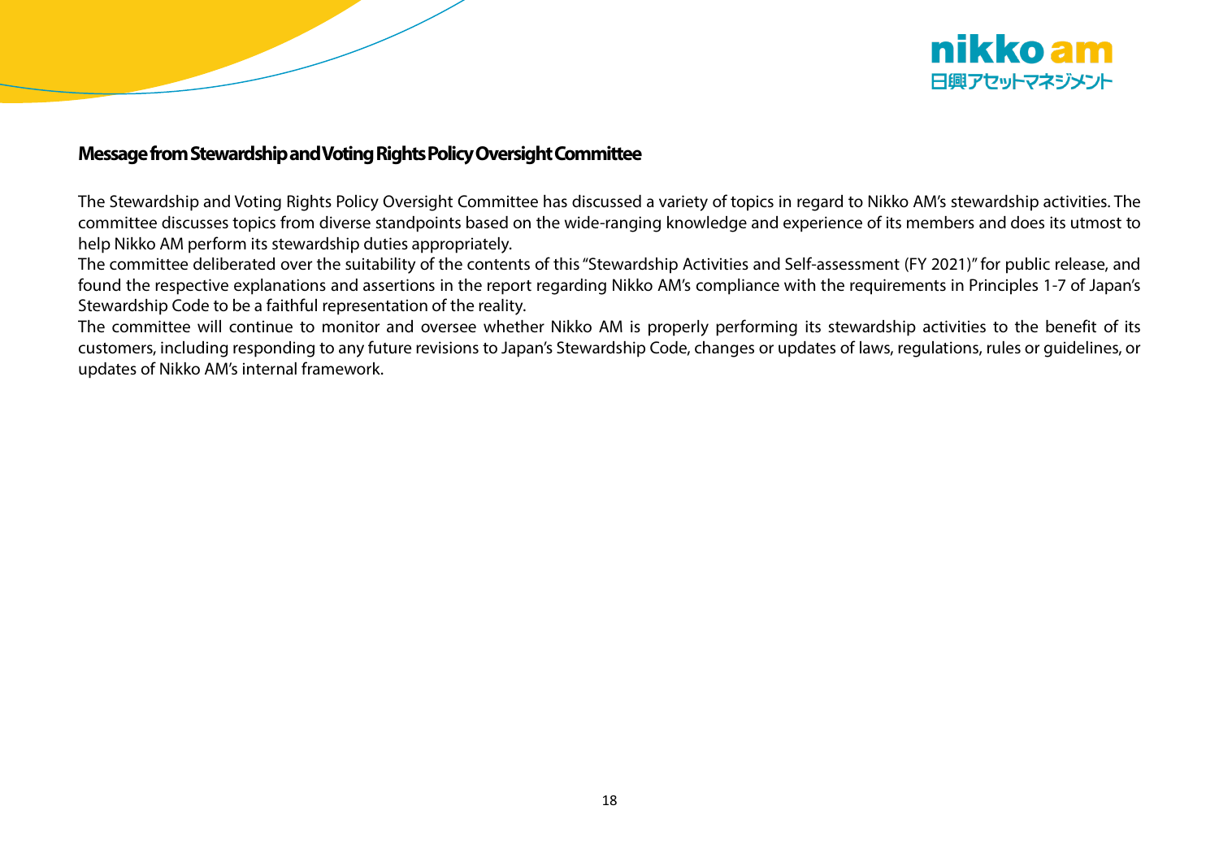## Message from Stewardship and Voting Rights Policy Oversight Committee

The Stewardship and Voting Rights Policy Oversight Committee has discussed a variety of topics in regard to Nikko AM's stewardship activities. The committee discusses topics from diverse standpoints based on the wide-ranging knowledge and experience of its members and does its utmost to help Nikko AM perform its stewardship duties appropriately.

The committee deliberated over the suitability of the contents of this "Stewardship Activities and Self-assessment (FY 2021)" for public release, and found the respective explanations and assertions in the report regarding Nikko AM's compliance with the requirements in Principles 1-7 of Japan's Stewardship Code to be a faithful representation of the reality.

The committee will continue to monitor and oversee whether Nikko AM is properly performing its stewardship activities to the benefit of its customers, including responding to any future revisions to Japan's Stewardship Code, changes or updates of laws, regulations, rules or guidelines, or updates of Nikko AM's internal framework.